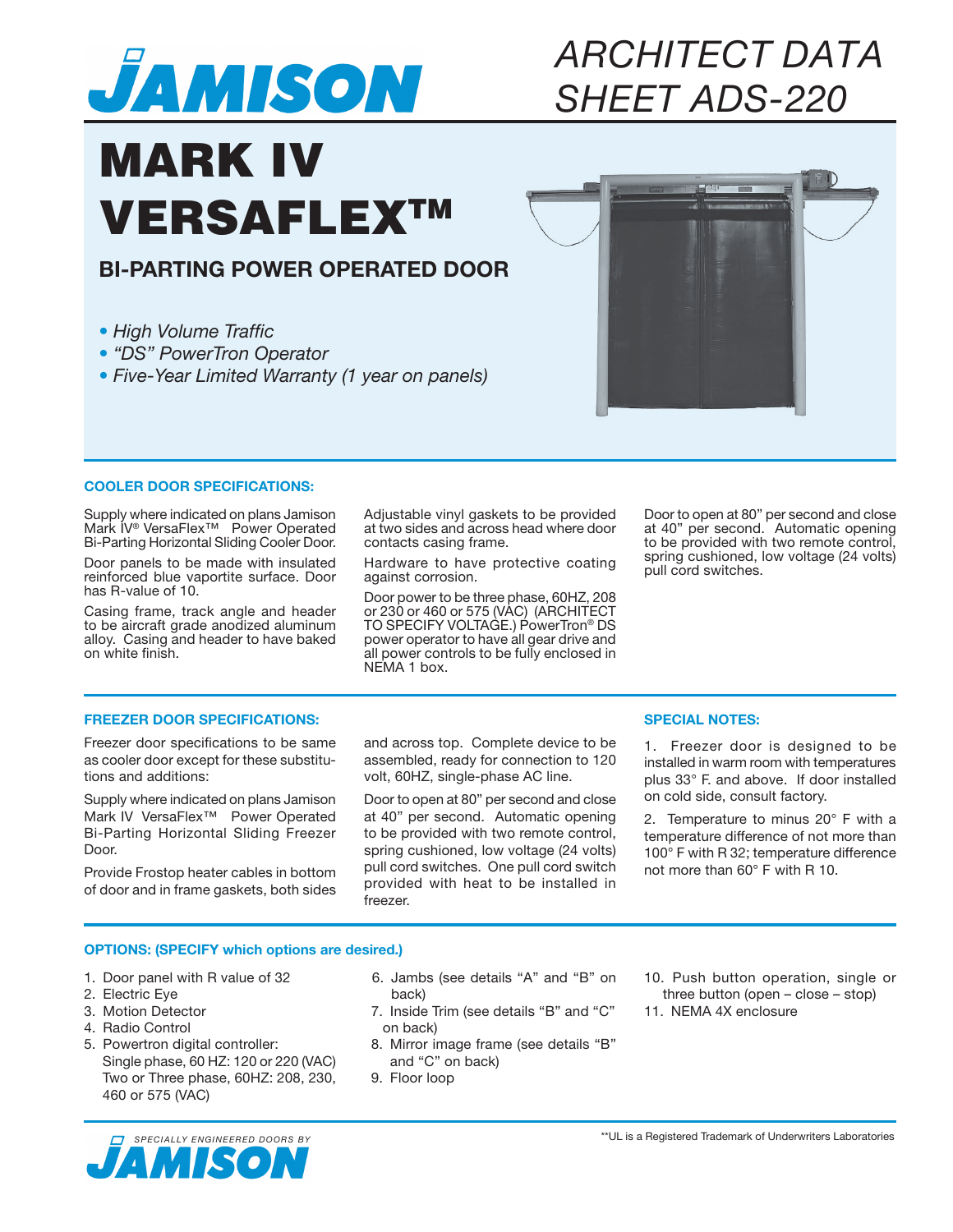# JAMISON

ARCHITECT DATA SHEET ADS-220

# MARK IV VERSAFLEX™

## BI-PARTING POWER OPERATED DOOR

- *High Volume Traffic*
- *"DS" PowerTron Operator*
- *Five-Year Limited Warranty (1 year on panels)*

### COOLER DOOR SPECIFICATIONS:

Supply where indicated on plans Jamison Mark IV® VersaFlex™ Power Operated Bi-Parting Horizontal Sliding Cooler Door.

Door panels to be made with insulated reinforced blue vaportite surface. Door has R-value of 10.

Casing frame, track angle and header to be aircraft grade anodized aluminum alloy. Casing and header to have baked on white finish.

Adjustable vinyl gaskets to be provided at two sides and across head where door contacts casing frame.

Hardware to have protective coating against corrosion.

Door power to be three phase, 60HZ, 208 or 230 or 460 or 575 (VAC) (ARCHITECT TO SPECIFY VOLTAGE.) PowerTron® DS power operator to have all gear drive and all power controls to be fully enclosed in NEMA 1 box.

Door to open at 80" per second and close at 40" per second. Automatic opening to be provided with two remote control, spring cushioned, low voltage (24 volts) pull cord switches.

### FREEZER DOOR SPECIFICATIONS:

Freezer door specifications to be same as cooler door except for these substitutions and additions:

Supply where indicated on plans Jamison Mark IV VersaFlex™ Power Operated Bi-Parting Horizontal Sliding Freezer Door.

Provide Frostop heater cables in bottom of door and in frame gaskets, both sides and across top. Complete device to be assembled, ready for connection to 120 volt, 60HZ, single-phase AC line.

Door to open at 80" per second and close at 40" per second. Automatic opening to be provided with two remote control, spring cushioned, low voltage (24 volts) pull cord switches. One pull cord switch provided with heat to be installed in freezer.

### SPECIAL NOTES:

1. Freezer door is designed to be installed in warm room with temperatures plus 33° F. and above. If door installed on cold side, consult factory.

2. Temperature to minus 20° F with a temperature difference of not more than 100° F with R 32; temperature difference not more than 60° F with R 10.

### OPTIONS: (SPECIFY which options are desired.)

1. Door panel with R value of 32
2. Electric Eye
3. Motion Detector
4. Radio Control
5. Powertron digital controller:
   Single phase, 60 HZ: 120 or 220 (VAC)
   Two or Three phase, 60HZ: 208, 230, 460 or 575 (VAC)
6. Jambs (see details "A" and "B" on back)
7. Inside Trim (see details "B" and "C" on back)
8. Mirror image frame (see details "B" and "C" on back)
9. Floor loop
10. Push button operation, single or three button (open – close – stop)
11. NEMA 4X enclosure

SPECIALLY ENGINEERED DOORS BY JAMISON

**UL is a Registered Trademark of Underwriters Laboratories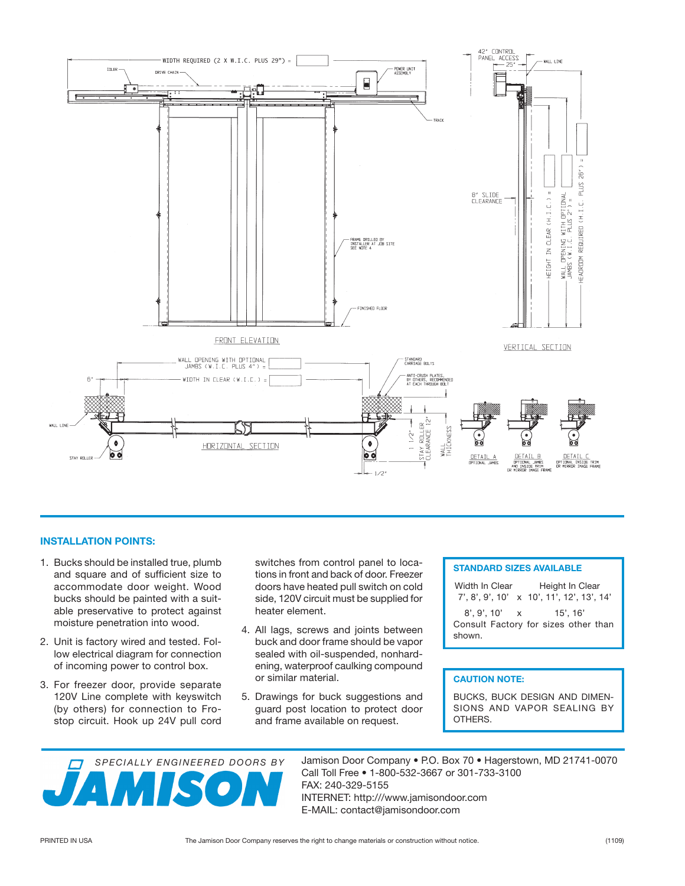FRONT ELEVATION

WIDTH REQUIRED (2 X W.I.C. PLUS 29") =

IDLER

DRIVE CHAIN

POWER UNIT ASSEMBLY

TRACK

FRAME DRILLED BY INSTALLER AT JOB SITE SEE NOTE 4

FINISHED FLOOR

VERTICAL SECTION

42" CONTROL PANEL ACCESS

25"

WALL LINE

8" SLIDE CLEARANCE

HEIGHT IN CLEAR (H.I.C.) =

WALL OPENING WITH OPTIONAL JAMBS (W.I.C. PLUS 2") =

HEADROOM REQUIRED (H.I.C. PLUS 26") =

HORIZONTAL SECTION

WALL OPENING WITH OPTIONAL JAMBS (W.I.C. PLUS 4") =

WIDTH IN CLEAR (W.I.C.) =

6"

STANDARD CARRIAGE BOLTS

ANTI-CRUSH PLATES, BY OTHERS, RECOMMENDED AT EACH THROUGH BOLT

WALL LINE

STAY ROLLER

1 1/2"

STAY ROLLER CLEARANCE 12"

WALL THICKNESS

1/2"

DETAIL A
OPTIONAL JAMBS

DETAIL B
OPTIONAL JAMBS AND INSIDE TRIM OR MIRROR IMAGE FRAME

DETAIL C
OPTIONAL INSIDE TRIM OR MIRROR IMAGE FRAME

## INSTALLATION POINTS:

1. Bucks should be installed true, plumb and square and of sufficient size to accommodate door weight. Wood bucks should be painted with a suitable preservative to protect against moisture penetration into wood.
2. Unit is factory wired and tested. Follow electrical diagram for connection of incoming power to control box.
3. For freezer door, provide separate 120V Line complete with keyswitch (by others) for connection to Frostop circuit. Hook up 24V pull cord switches from control panel to locations in front and back of door. Freezer doors have heated pull switch on cold side, 120V circuit must be supplied for heater element.
4. All lags, screws and joints between buck and door frame should be vapor sealed with oil-suspended, nonhardening, waterproof caulking compound or similar material.
5. Drawings for buck suggestions and guard post location to protect door and frame available on request.

### STANDARD SIZES AVAILABLE

| Width In Clear | | Height In Clear |
|---|---|---|
| 7', 8', 9', 10' | x | 10', 11', 12', 13', 14' |
| 8', 9', 10' | x | 15', 16' |

Consult Factory for sizes other than shown.

### CAUTION NOTE:

BUCKS, BUCK DESIGN AND DIMENSIONS AND VAPOR SEALING BY OTHERS.

SPECIALLY ENGINEERED DOORS BY JAMISON

Jamison Door Company • P.O. Box 70 • Hagerstown, MD 21741-0070
Call Toll Free • 1-800-532-3667 or 301-733-3100
FAX: 240-329-5155
INTERNET: http:///www.jamisondoor.com
E-MAIL: contact@jamisondoor.com

PRINTED IN USA

The Jamison Door Company reserves the right to change materials or construction without notice.

(1109)